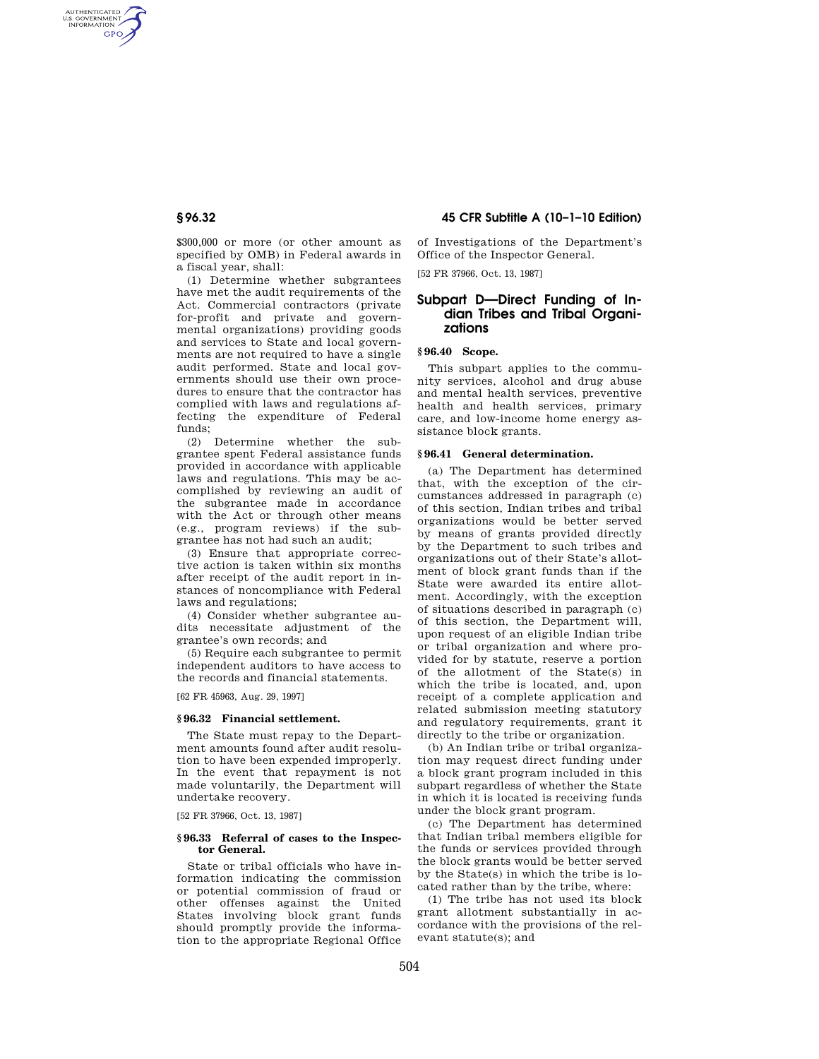$300,000 or more (or other amount as specified by OMB) in Federal awards in a fiscal year, shall:

(1) Determine whether subgrantees have met the audit requirements of the Act. Commercial contractors (private for-profit and private and governmental organizations) providing goods and services to State and local governments are not required to have a single audit performed. State and local governments should use their own procedures to ensure that the contractor has complied with laws and regulations affecting the expenditure of Federal funds;

(2) Determine whether the subgrantee spent Federal assistance funds provided in accordance with applicable laws and regulations. This may be accomplished by reviewing an audit of the subgrantee made in accordance with the Act or through other means (e.g., program reviews) if the subgrantee has not had such an audit;

(3) Ensure that appropriate corrective action is taken within six months after receipt of the audit report in instances of noncompliance with Federal laws and regulations;

(4) Consider whether subgrantee audits necessitate adjustment of the grantee's own records; and

(5) Require each subgrantee to permit independent auditors to have access to the records and financial statements.

[62 FR 45963, Aug. 29, 1997]

**§ 96.32 Financial settlement.**

The State must repay to the Department amounts found after audit resolution to have been expended improperly. In the event that repayment is not made voluntarily, the Department will undertake recovery.

[52 FR 37966, Oct. 13, 1987]

**§ 96.33 Referral of cases to the Inspector General.**

State or tribal officials who have information indicating the commission or potential commission of fraud or other offenses against the United States involving block grant funds should promptly provide the information to the appropriate Regional Office of Investigations of the Department's Office of the Inspector General.

[52 FR 37966, Oct. 13, 1987]

## Subpart D—Direct Funding of Indian Tribes and Tribal Organizations

**§ 96.40 Scope.**

This subpart applies to the community services, alcohol and drug abuse and mental health services, preventive health and health services, primary care, and low-income home energy assistance block grants.

**§ 96.41 General determination.**

(a) The Department has determined that, with the exception of the circumstances addressed in paragraph (c) of this section, Indian tribes and tribal organizations would be better served by means of grants provided directly by the Department to such tribes and organizations out of their State's allotment of block grant funds than if the State were awarded its entire allotment. Accordingly, with the exception of situations described in paragraph (c) of this section, the Department will, upon request of an eligible Indian tribe or tribal organization and where provided for by statute, reserve a portion of the allotment of the State(s) in which the tribe is located, and, upon receipt of a complete application and related submission meeting statutory and regulatory requirements, grant it directly to the tribe or organization.

(b) An Indian tribe or tribal organization may request direct funding under a block grant program included in this subpart regardless of whether the State in which it is located is receiving funds under the block grant program.

(c) The Department has determined that Indian tribal members eligible for the funds or services provided through the block grants would be better served by the State(s) in which the tribe is located rather than by the tribe, where:

(1) The tribe has not used its block grant allotment substantially in accordance with the provisions of the relevant statute(s); and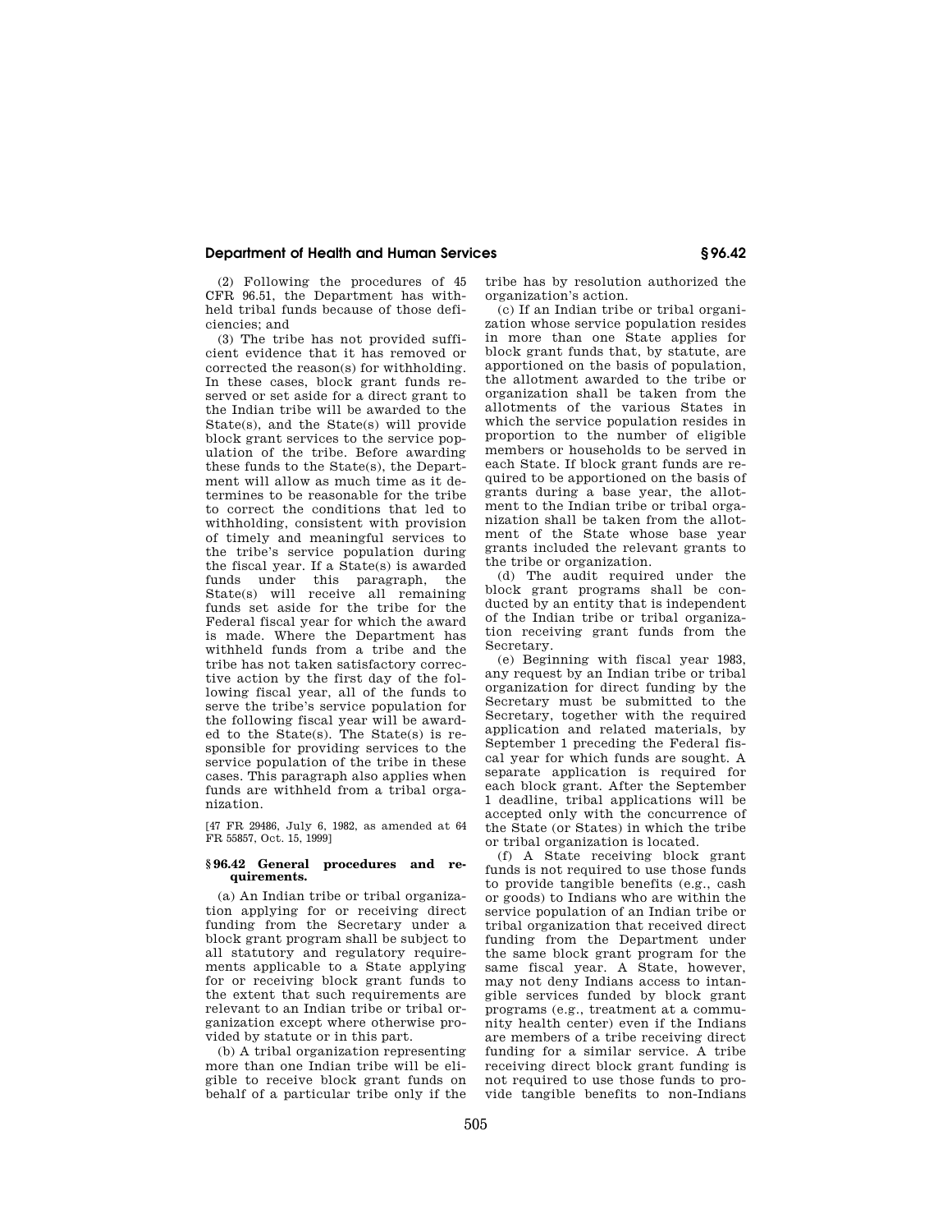(2) Following the procedures of 45 CFR 96.51, the Department has withheld tribal funds because of those deficiencies; and

(3) The tribe has not provided sufficient evidence that it has removed or corrected the reason(s) for withholding. In these cases, block grant funds reserved or set aside for a direct grant to the Indian tribe will be awarded to the State(s), and the State(s) will provide block grant services to the service population of the tribe. Before awarding these funds to the State(s), the Department will allow as much time as it determines to be reasonable for the tribe to correct the conditions that led to withholding, consistent with provision of timely and meaningful services to the tribe's service population during the fiscal year. If a State(s) is awarded funds under this paragraph, the State(s) will receive all remaining funds set aside for the tribe for the Federal fiscal year for which the award is made. Where the Department has withheld funds from a tribe and the tribe has not taken satisfactory corrective action by the first day of the following fiscal year, all of the funds to serve the tribe's service population for the following fiscal year will be awarded to the State(s). The State(s) is responsible for providing services to the service population of the tribe in these cases. This paragraph also applies when funds are withheld from a tribal organization.

[47 FR 29486, July 6, 1982, as amended at 64 FR 55857, Oct. 15, 1999]

### § 96.42 General procedures and requirements.

(a) An Indian tribe or tribal organization applying for or receiving direct funding from the Secretary under a block grant program shall be subject to all statutory and regulatory requirements applicable to a State applying for or receiving block grant funds to the extent that such requirements are relevant to an Indian tribe or tribal organization except where otherwise provided by statute or in this part.

(b) A tribal organization representing more than one Indian tribe will be eligible to receive block grant funds on behalf of a particular tribe only if the tribe has by resolution authorized the organization's action.

(c) If an Indian tribe or tribal organization whose service population resides in more than one State applies for block grant funds that, by statute, are apportioned on the basis of population, the allotment awarded to the tribe or organization shall be taken from the allotments of the various States in which the service population resides in proportion to the number of eligible members or households to be served in each State. If block grant funds are required to be apportioned on the basis of grants during a base year, the allotment to the Indian tribe or tribal organization shall be taken from the allotment of the State whose base year grants included the relevant grants to the tribe or organization.

(d) The audit required under the block grant programs shall be conducted by an entity that is independent of the Indian tribe or tribal organization receiving grant funds from the Secretary.

(e) Beginning with fiscal year 1983, any request by an Indian tribe or tribal organization for direct funding by the Secretary must be submitted to the Secretary, together with the required application and related materials, by September 1 preceding the Federal fiscal year for which funds are sought. A separate application is required for each block grant. After the September 1 deadline, tribal applications will be accepted only with the concurrence of the State (or States) in which the tribe or tribal organization is located.

(f) A State receiving block grant funds is not required to use those funds to provide tangible benefits (e.g., cash or goods) to Indians who are within the service population of an Indian tribe or tribal organization that received direct funding from the Department under the same block grant program for the same fiscal year. A State, however, may not deny Indians access to intangible services funded by block grant programs (e.g., treatment at a community health center) even if the Indians are members of a tribe receiving direct funding for a similar service. A tribe receiving direct block grant funding is not required to use those funds to provide tangible benefits to non-Indians